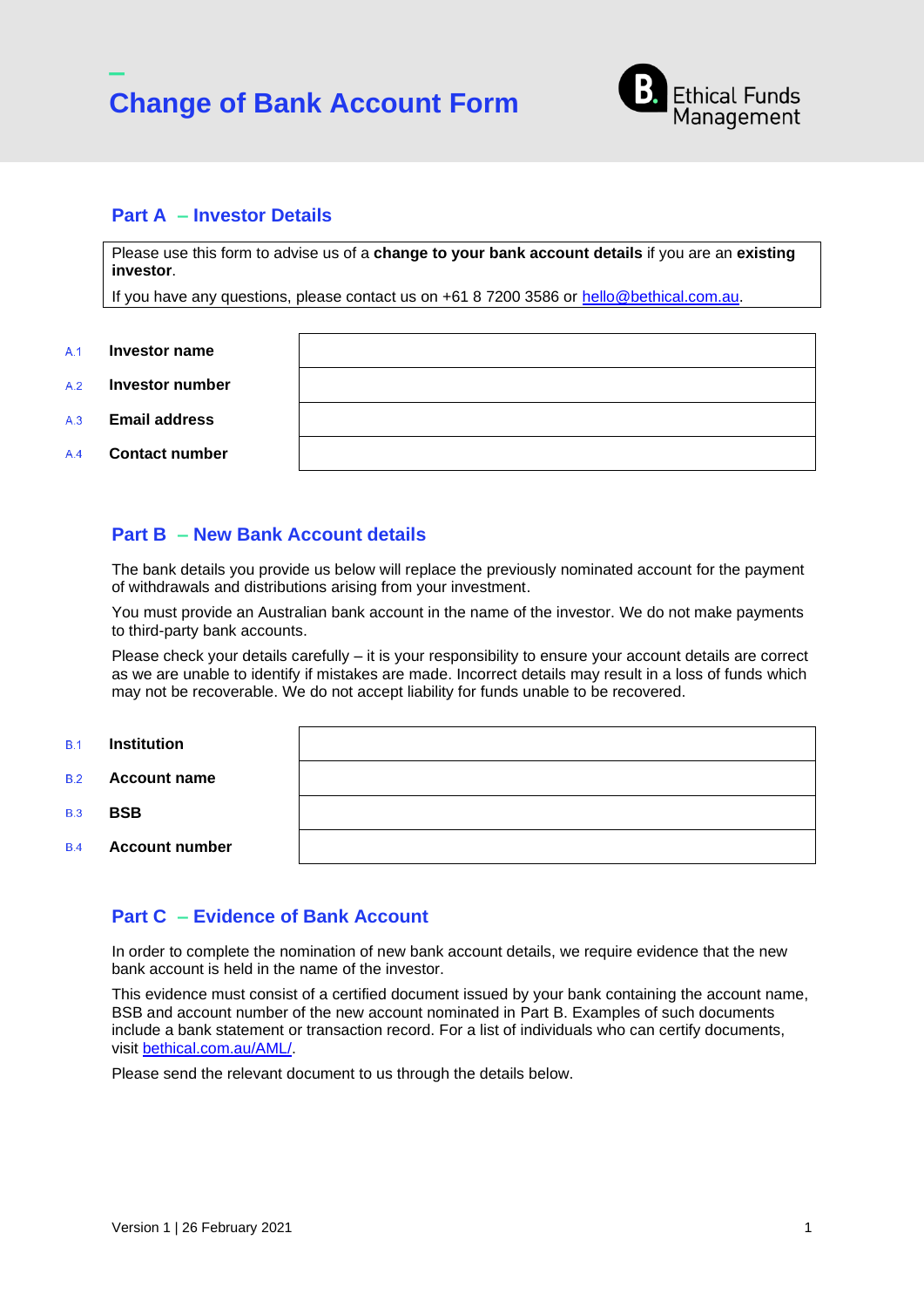# Change of Bank Account Form

Ethical Funds Management

## Part A – Investor Details

Please use this form to advise us of a **change to your bank account details** if you are an **existing investor**.

If you have any questions, please contact us on +61 8 7200 3586 or hello@bethical.com.au.

| | | |
|---|---|---|
| A.1 | **Investor name** | |
| A.2 | **Investor number** | |
| A.3 | **Email address** | |
| A.4 | **Contact number** | |

## Part B – New Bank Account details

The bank details you provide us below will replace the previously nominated account for the payment of withdrawals and distributions arising from your investment.

You must provide an Australian bank account in the name of the investor. We do not make payments to third-party bank accounts.

Please check your details carefully – it is your responsibility to ensure your account details are correct as we are unable to identify if mistakes are made. Incorrect details may result in a loss of funds which may not be recoverable. We do not accept liability for funds unable to be recovered.

| | | |
|---|---|---|
| B.1 | **Institution** | |
| B.2 | **Account name** | |
| B.3 | **BSB** | |
| B.4 | **Account number** | |

## Part C – Evidence of Bank Account

In order to complete the nomination of new bank account details, we require evidence that the new bank account is held in the name of the investor.

This evidence must consist of a certified document issued by your bank containing the account name, BSB and account number of the new account nominated in Part B. Examples of such documents include a bank statement or transaction record. For a list of individuals who can certify documents, visit bethical.com.au/AML/.

Please send the relevant document to us through the details below.

Version 1 | 26 February 2021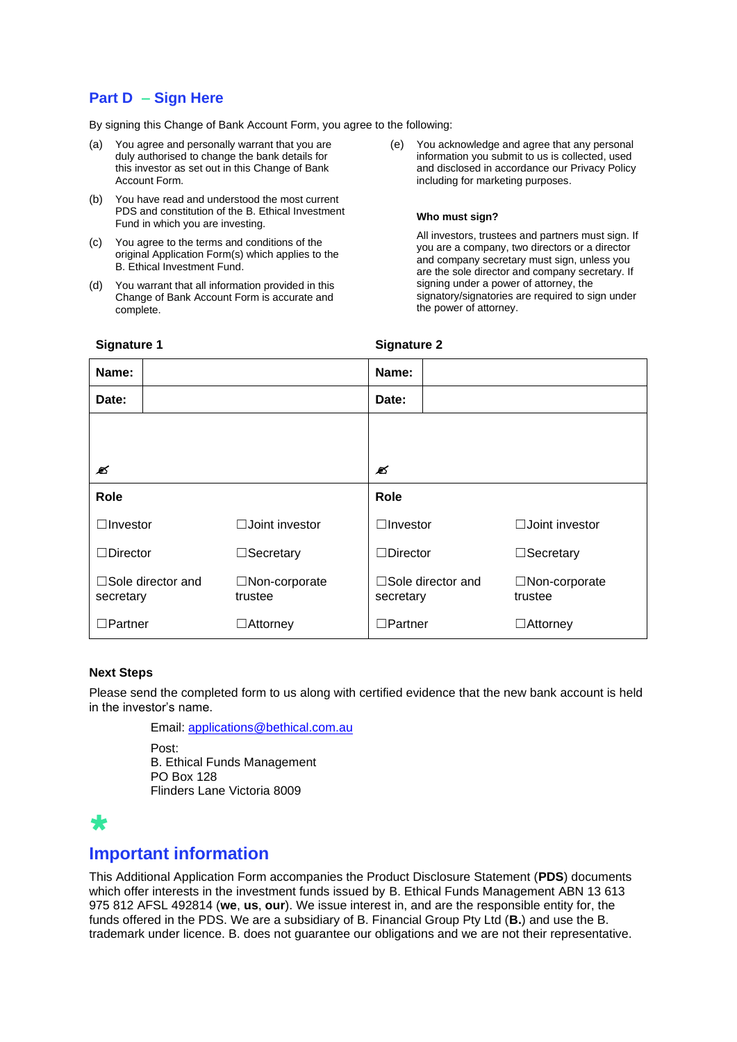## Part D – Sign Here

By signing this Change of Bank Account Form, you agree to the following:

(a) You agree and personally warrant that you are duly authorised to change the bank details for this investor as set out in this Change of Bank Account Form.

(b) You have read and understood the most current PDS and constitution of the B. Ethical Investment Fund in which you are investing.

(c) You agree to the terms and conditions of the original Application Form(s) which applies to the B. Ethical Investment Fund.

(d) You warrant that all information provided in this Change of Bank Account Form is accurate and complete.

(e) You acknowledge and agree that any personal information you submit to us is collected, used and disclosed in accordance our Privacy Policy including for marketing purposes.

**Who must sign?**

All investors, trustees and partners must sign. If you are a company, two directors or a director and company secretary must sign, unless you are the sole director and company secretary. If signing under a power of attorney, the signatory/signatories are required to sign under the power of attorney.

| **Signature 1** | | | **Signature 2** | | |
|---|---|---|---|---|---|
| **Name:** | | | **Name:** | | |
| **Date:** | | | **Date:** | | |
| ✍ | | | ✍ | | |
| **Role** | | | **Role** | | |
| ☐Investor | ☐Joint investor | | ☐Investor | ☐Joint investor | |
| ☐Director | ☐Secretary | | ☐Director | ☐Secretary | |
| ☐Sole director and secretary | ☐Non-corporate trustee | | ☐Sole director and secretary | ☐Non-corporate trustee | |
| ☐Partner | ☐Attorney | | ☐Partner | ☐Attorney | |

**Next Steps**

Please send the completed form to us along with certified evidence that the new bank account is held in the investor's name.

Email: applications@bethical.com.au

Post:
B. Ethical Funds Management
PO Box 128
Flinders Lane Victoria 8009

## Important information

This Additional Application Form accompanies the Product Disclosure Statement (**PDS**) documents which offer interests in the investment funds issued by B. Ethical Funds Management ABN 13 613 975 812 AFSL 492814 (**we**, **us**, **our**). We issue interest in, and are the responsible entity for, the funds offered in the PDS. We are a subsidiary of B. Financial Group Pty Ltd (**B.**) and use the B. trademark under licence. B. does not guarantee our obligations and we are not their representative.